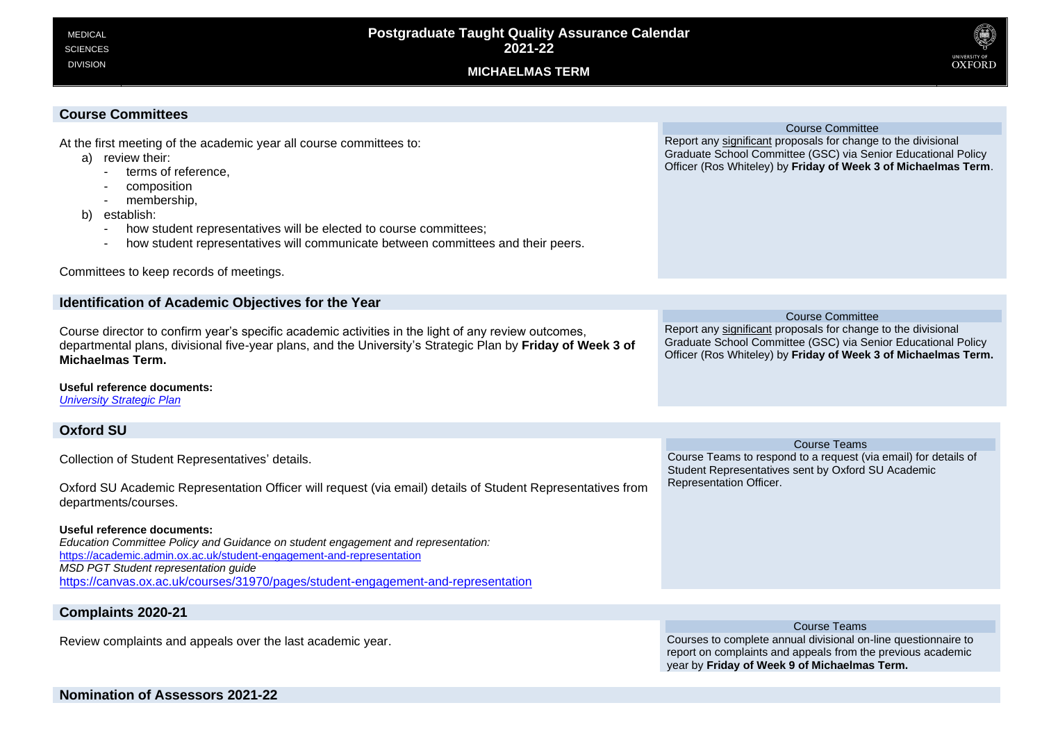MEDICAL SCIENCES DIVISION

# Postgraduate Taught Quality Assurance Calendar 2021-22

## MICHAELMAS TERM

### Course Committees

At the first meeting of the academic year all course committees to:

a) review their:
  - terms of reference,
  - composition
  - membership,

b) establish:
  - how student representatives will be elected to course committees;
  - how student representatives will communicate between committees and their peers.

Committees to keep records of meetings.

**Course Committee**

Report any significant proposals for change to the divisional Graduate School Committee (GSC) via Senior Educational Policy Officer (Ros Whiteley) by **Friday of Week 3 of Michaelmas Term**.

### Identification of Academic Objectives for the Year

Course director to confirm year's specific academic activities in the light of any review outcomes, departmental plans, divisional five-year plans, and the University's Strategic Plan by **Friday of Week 3 of Michaelmas Term.**

**Useful reference documents:**
*University Strategic Plan*

**Course Committee**

Report any significant proposals for change to the divisional Graduate School Committee (GSC) via Senior Educational Policy Officer (Ros Whiteley) by **Friday of Week 3 of Michaelmas Term.**

### Oxford SU

Collection of Student Representatives' details.

Oxford SU Academic Representation Officer will request (via email) details of Student Representatives from departments/courses.

**Useful reference documents:**
*Education Committee Policy and Guidance on student engagement and representation:*
https://academic.admin.ox.ac.uk/student-engagement-and-representation
*MSD PGT Student representation guide*
https://canvas.ox.ac.uk/courses/31970/pages/student-engagement-and-representation

**Course Teams**

Course Teams to respond to a request (via email) for details of Student Representatives sent by Oxford SU Academic Representation Officer.

### Complaints 2020-21

Review complaints and appeals over the last academic year.

**Course Teams**

Courses to complete annual divisional on-line questionnaire to report on complaints and appeals from the previous academic year by **Friday of Week 9 of Michaelmas Term.**

### Nomination of Assessors 2021-22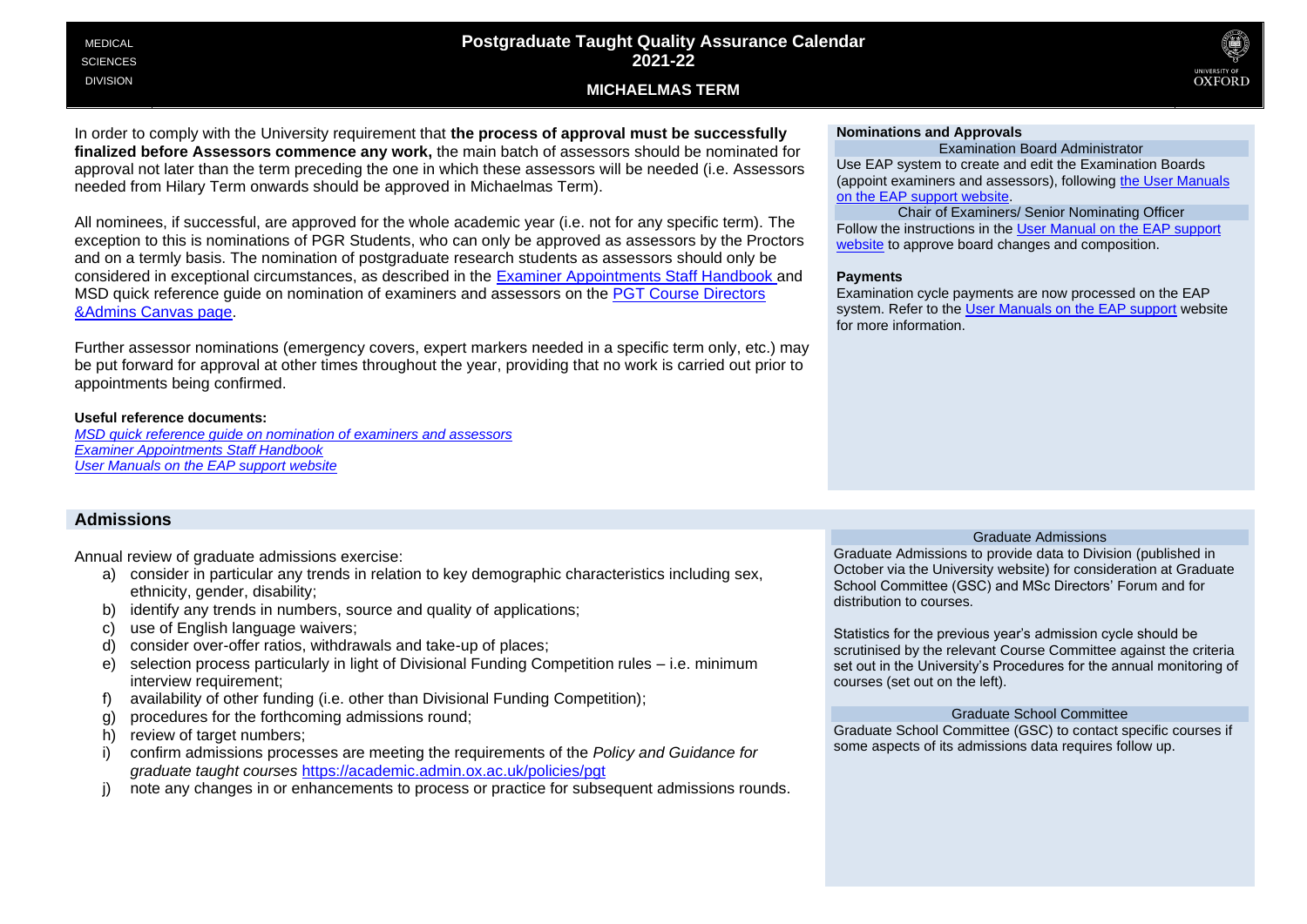# Postgraduate Taught Quality Assurance Calendar 2021-22

MEDICAL SCIENCES DIVISION

## MICHAELMAS TERM

In order to comply with the University requirement that **the process of approval must be successfully finalized before Assessors commence any work,** the main batch of assessors should be nominated for approval not later than the term preceding the one in which these assessors will be needed (i.e. Assessors needed from Hilary Term onwards should be approved in Michaelmas Term).

All nominees, if successful, are approved for the whole academic year (i.e. not for any specific term). The exception to this is nominations of PGR Students, who can only be approved as assessors by the Proctors and on a termly basis. The nomination of postgraduate research students as assessors should only be considered in exceptional circumstances, as described in the Examiner Appointments Staff Handbook and MSD quick reference guide on nomination of examiners and assessors on the PGT Course Directors &Admins Canvas page.

Further assessor nominations (emergency covers, expert markers needed in a specific term only, etc.) may be put forward for approval at other times throughout the year, providing that no work is carried out prior to appointments being confirmed.

**Useful reference documents:**

*MSD quick reference guide on nomination of examiners and assessors*
*Examiner Appointments Staff Handbook*
*User Manuals on the EAP support website*

**Nominations and Approvals**

Examination Board Administrator

Use EAP system to create and edit the Examination Boards (appoint examiners and assessors), following the User Manuals on the EAP support website.

Chair of Examiners/ Senior Nominating Officer

Follow the instructions in the User Manual on the EAP support website to approve board changes and composition.

**Payments**

Examination cycle payments are now processed on the EAP system. Refer to the User Manuals on the EAP support website for more information.

## Admissions

Annual review of graduate admissions exercise:

a) consider in particular any trends in relation to key demographic characteristics including sex, ethnicity, gender, disability;
b) identify any trends in numbers, source and quality of applications;
c) use of English language waivers;
d) consider over-offer ratios, withdrawals and take-up of places;
e) selection process particularly in light of Divisional Funding Competition rules – i.e. minimum interview requirement;
f) availability of other funding (i.e. other than Divisional Funding Competition);
g) procedures for the forthcoming admissions round;
h) review of target numbers;
i) confirm admissions processes are meeting the requirements of the *Policy and Guidance for graduate taught courses* https://academic.admin.ox.ac.uk/policies/pgt
j) note any changes in or enhancements to process or practice for subsequent admissions rounds.

Graduate Admissions

Graduate Admissions to provide data to Division (published in October via the University website) for consideration at Graduate School Committee (GSC) and MSc Directors' Forum and for distribution to courses.

Statistics for the previous year's admission cycle should be scrutinised by the relevant Course Committee against the criteria set out in the University's Procedures for the annual monitoring of courses (set out on the left).

Graduate School Committee

Graduate School Committee (GSC) to contact specific courses if some aspects of its admissions data requires follow up.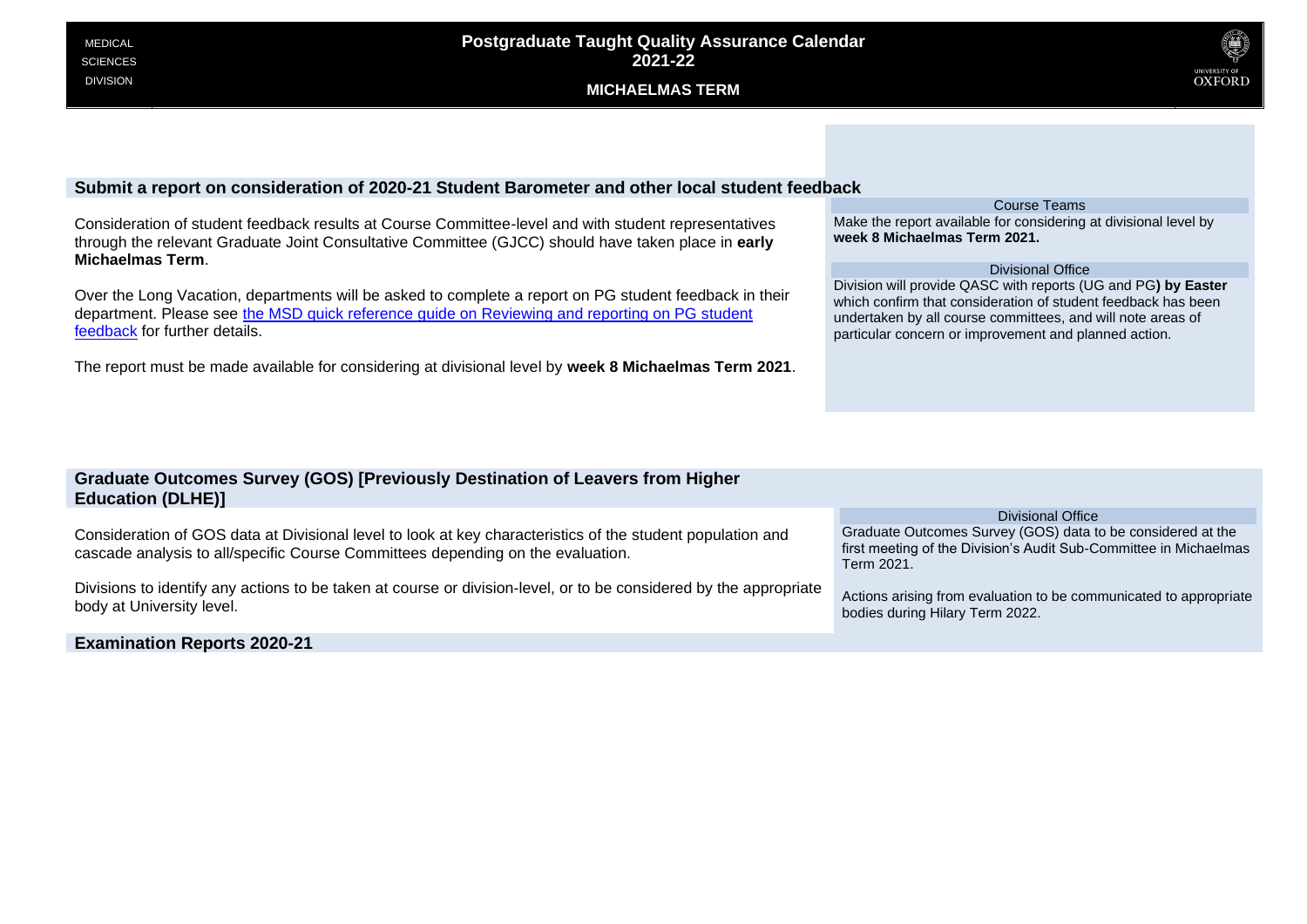## Submit a report on consideration of 2020-21 Student Barometer and other local student feedback

Consideration of student feedback results at Course Committee-level and with student representatives through the relevant Graduate Joint Consultative Committee (GJCC) should have taken place in **early Michaelmas Term**.

Over the Long Vacation, departments will be asked to complete a report on PG student feedback in their department. Please see the MSD quick reference guide on Reviewing and reporting on PG student feedback for further details.

The report must be made available for considering at divisional level by **week 8 Michaelmas Term 2021**.

**Course Teams**

Make the report available for considering at divisional level by **week 8 Michaelmas Term 2021.**

**Divisional Office**

Division will provide QASC with reports (UG and PG**) by Easter** which confirm that consideration of student feedback has been undertaken by all course committees, and will note areas of particular concern or improvement and planned action.

## Graduate Outcomes Survey (GOS) [Previously Destination of Leavers from Higher Education (DLHE)]

Consideration of GOS data at Divisional level to look at key characteristics of the student population and cascade analysis to all/specific Course Committees depending on the evaluation.

Divisions to identify any actions to be taken at course or division-level, or to be considered by the appropriate body at University level.

**Divisional Office**

Graduate Outcomes Survey (GOS) data to be considered at the first meeting of the Division's Audit Sub-Committee in Michaelmas Term 2021.

Actions arising from evaluation to be communicated to appropriate bodies during Hilary Term 2022.

## Examination Reports 2020-21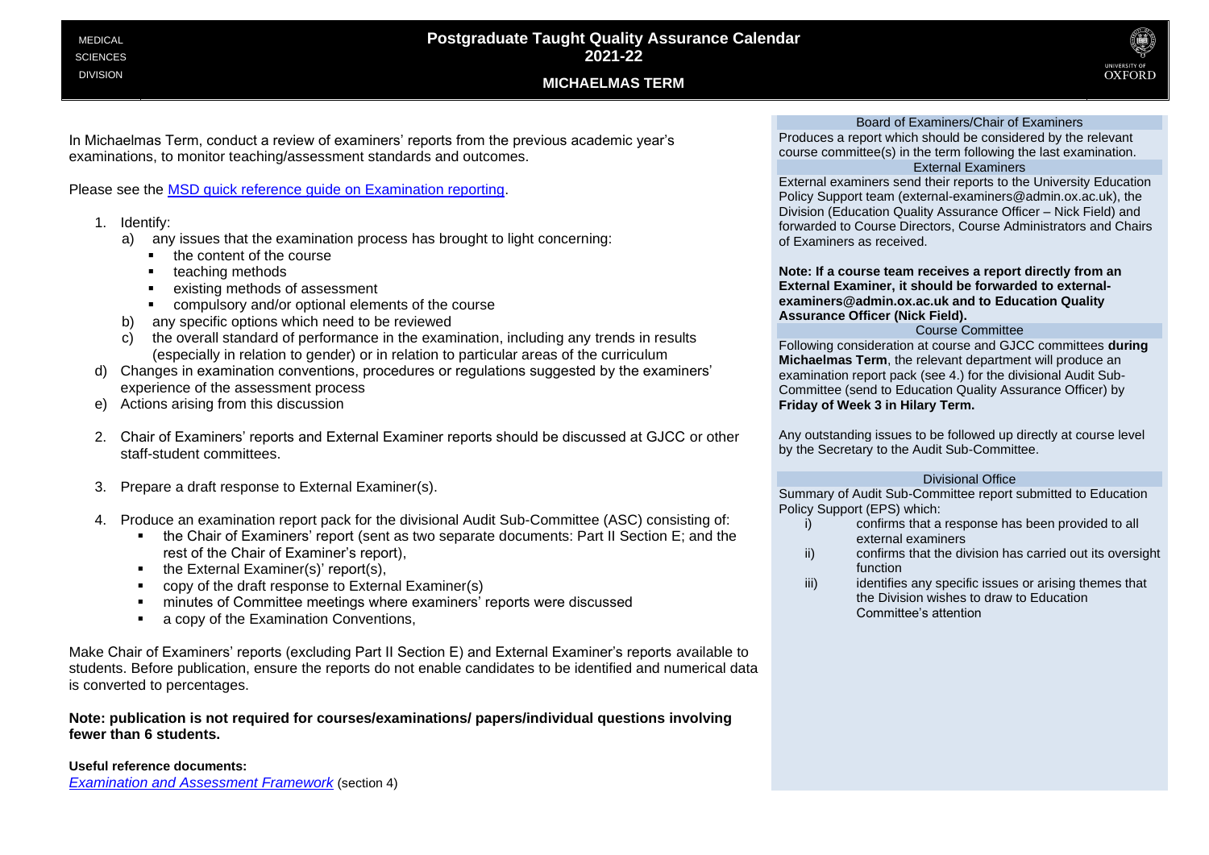MEDICAL SCIENCES DIVISION

# Postgraduate Taught Quality Assurance Calendar 2021-22

## MICHAELMAS TERM

In Michaelmas Term, conduct a review of examiners' reports from the previous academic year's examinations, to monitor teaching/assessment standards and outcomes.

Please see the [MSD quick reference guide on Examination reporting](#).

1. Identify:
   a) any issues that the examination process has brought to light concerning:
      - the content of the course
      - teaching methods
      - existing methods of assessment
      - compulsory and/or optional elements of the course
   b) any specific options which need to be reviewed
   c) the overall standard of performance in the examination, including any trends in results (especially in relation to gender) or in relation to particular areas of the curriculum
   d) Changes in examination conventions, procedures or regulations suggested by the examiners' experience of the assessment process
   e) Actions arising from this discussion

2. Chair of Examiners' reports and External Examiner reports should be discussed at GJCC or other staff-student committees.

3. Prepare a draft response to External Examiner(s).

4. Produce an examination report pack for the divisional Audit Sub-Committee (ASC) consisting of:
   - the Chair of Examiners' report (sent as two separate documents: Part II Section E; and the rest of the Chair of Examiner's report),
   - the External Examiner(s)' report(s),
   - copy of the draft response to External Examiner(s)
   - minutes of Committee meetings where examiners' reports were discussed
   - a copy of the Examination Conventions,

Make Chair of Examiners' reports (excluding Part II Section E) and External Examiner's reports available to students. Before publication, ensure the reports do not enable candidates to be identified and numerical data is converted to percentages.

**Note: publication is not required for courses/examinations/ papers/individual questions involving fewer than 6 students.**

**Useful reference documents:**

*[Examination and Assessment Framework](#)* (section 4)

### Board of Examiners/Chair of Examiners

Produces a report which should be considered by the relevant course committee(s) in the term following the last examination.

### External Examiners

External examiners send their reports to the University Education Policy Support team (external-examiners@admin.ox.ac.uk), the Division (Education Quality Assurance Officer – Nick Field) and forwarded to Course Directors, Course Administrators and Chairs of Examiners as received.

**Note: If a course team receives a report directly from an External Examiner, it should be forwarded to external-examiners@admin.ox.ac.uk and to Education Quality Assurance Officer (Nick Field).**

### Course Committee

Following consideration at course and GJCC committees **during Michaelmas Term**, the relevant department will produce an examination report pack (see 4.) for the divisional Audit Sub-Committee (send to Education Quality Assurance Officer) by **Friday of Week 3 in Hilary Term.**

Any outstanding issues to be followed up directly at course level by the Secretary to the Audit Sub-Committee.

### Divisional Office

Summary of Audit Sub-Committee report submitted to Education Policy Support (EPS) which:

i) confirms that a response has been provided to all external examiners
ii) confirms that the division has carried out its oversight function
iii) identifies any specific issues or arising themes that the Division wishes to draw to Education Committee's attention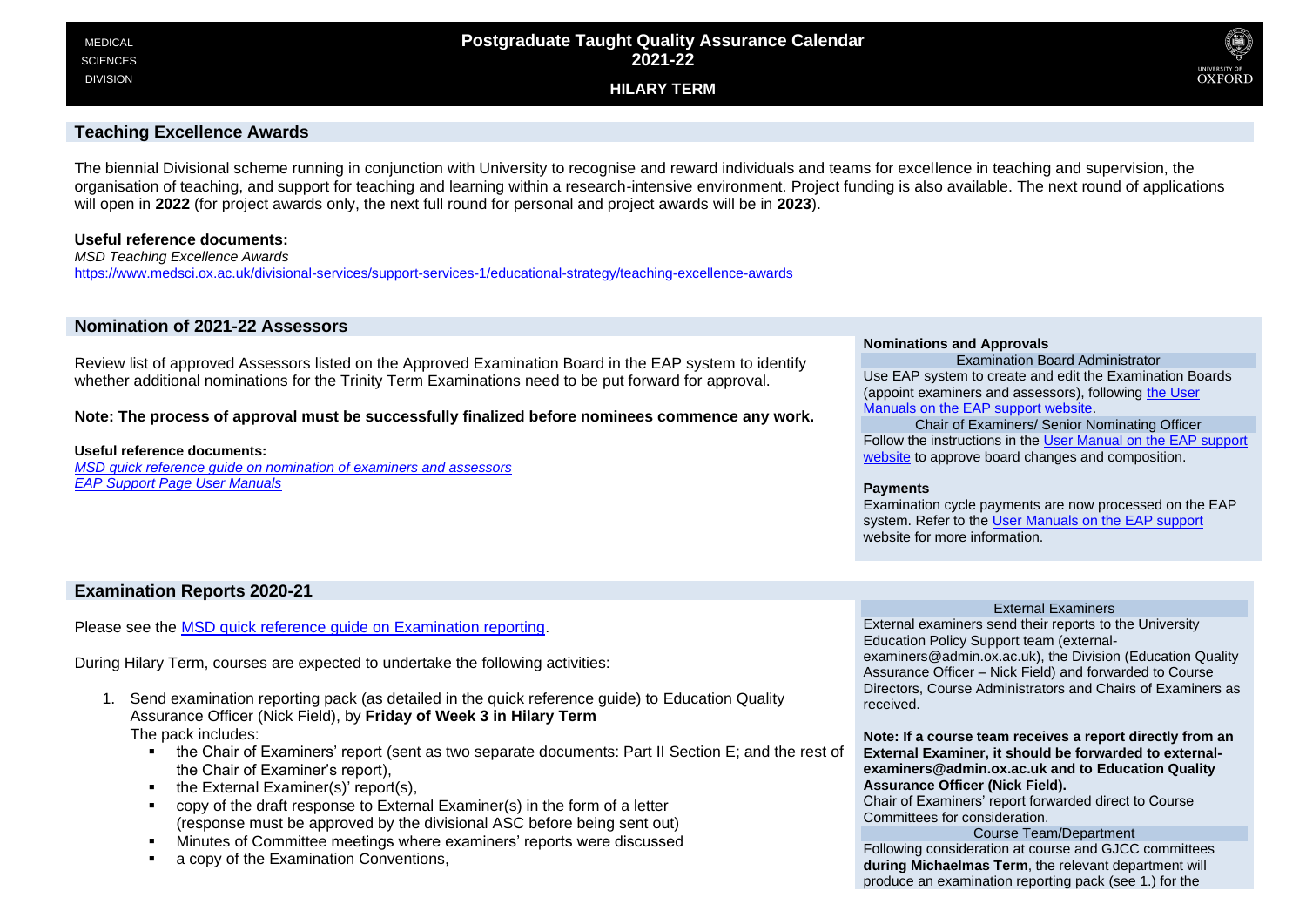## Teaching Excellence Awards

The biennial Divisional scheme running in conjunction with University to recognise and reward individuals and teams for excellence in teaching and supervision, the organisation of teaching, and support for teaching and learning within a research-intensive environment. Project funding is also available. The next round of applications will open in **2022** (for project awards only, the next full round for personal and project awards will be in **2023**).

**Useful reference documents:**
*MSD Teaching Excellence Awards*
https://www.medsci.ox.ac.uk/divisional-services/support-services-1/educational-strategy/teaching-excellence-awards

## Nomination of 2021-22 Assessors

Review list of approved Assessors listed on the Approved Examination Board in the EAP system to identify whether additional nominations for the Trinity Term Examinations need to be put forward for approval.

**Note: The process of approval must be successfully finalized before nominees commence any work.**

**Useful reference documents:**
*MSD quick reference guide on nomination of examiners and assessors*
*EAP Support Page User Manuals*

**Nominations and Approvals**

Examination Board Administrator

Use EAP system to create and edit the Examination Boards (appoint examiners and assessors), following the User Manuals on the EAP support website.

Chair of Examiners/ Senior Nominating Officer

Follow the instructions in the User Manual on the EAP support website to approve board changes and composition.

**Payments**

Examination cycle payments are now processed on the EAP system. Refer to the User Manuals on the EAP support website for more information.

## Examination Reports 2020-21

Please see the MSD quick reference guide on Examination reporting.

During Hilary Term, courses are expected to undertake the following activities:

1. Send examination reporting pack (as detailed in the quick reference guide) to Education Quality Assurance Officer (Nick Field), by **Friday of Week 3 in Hilary Term**
   The pack includes:
   - the Chair of Examiners' report (sent as two separate documents: Part II Section E; and the rest of the Chair of Examiner's report),
   - the External Examiner(s)' report(s),
   - copy of the draft response to External Examiner(s) in the form of a letter (response must be approved by the divisional ASC before being sent out)
   - Minutes of Committee meetings where examiners' reports were discussed
   - a copy of the Examination Conventions,

External Examiners

External examiners send their reports to the University Education Policy Support team (external-examiners@admin.ox.ac.uk), the Division (Education Quality Assurance Officer – Nick Field) and forwarded to Course Directors, Course Administrators and Chairs of Examiners as received.

**Note: If a course team receives a report directly from an External Examiner, it should be forwarded to external-examiners@admin.ox.ac.uk and to Education Quality Assurance Officer (Nick Field).**

Chair of Examiners' report forwarded direct to Course Committees for consideration.

Course Team/Department

Following consideration at course and GJCC committees **during Michaelmas Term**, the relevant department will produce an examination reporting pack (see 1.) for the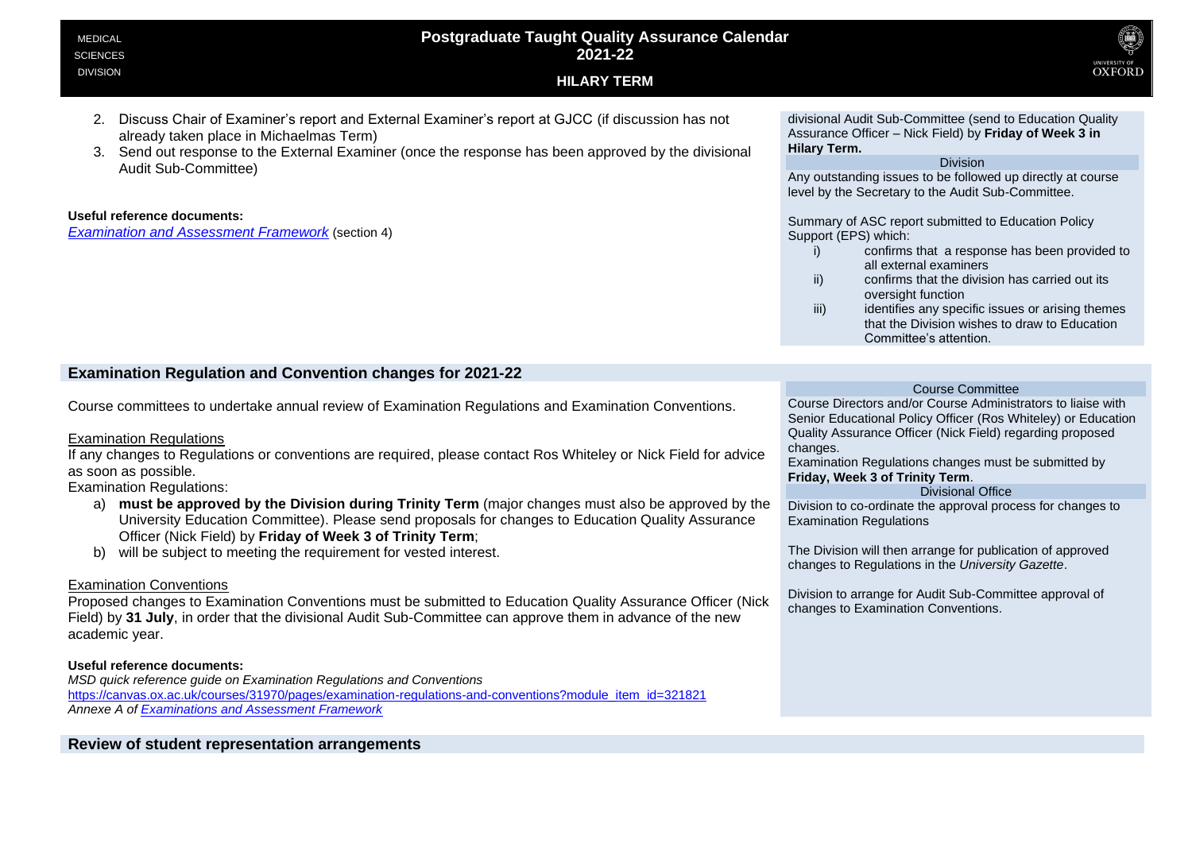2. Discuss Chair of Examiner's report and External Examiner's report at GJCC (if discussion has not already taken place in Michaelmas Term)
3. Send out response to the External Examiner (once the response has been approved by the divisional Audit Sub-Committee)

**Useful reference documents:**
*Examination and Assessment Framework* (section 4)

divisional Audit Sub-Committee (send to Education Quality Assurance Officer – Nick Field) by **Friday of Week 3 in Hilary Term.**

Division

Any outstanding issues to be followed up directly at course level by the Secretary to the Audit Sub-Committee.

Summary of ASC report submitted to Education Policy Support (EPS) which:

i) confirms that a response has been provided to all external examiners
ii) confirms that the division has carried out its oversight function
iii) identifies any specific issues or arising themes that the Division wishes to draw to Education Committee's attention.

## Examination Regulation and Convention changes for 2021-22

Course committees to undertake annual review of Examination Regulations and Examination Conventions.

Examination Regulations

If any changes to Regulations or conventions are required, please contact Ros Whiteley or Nick Field for advice as soon as possible.

Examination Regulations:

a) **must be approved by the Division during Trinity Term** (major changes must also be approved by the University Education Committee). Please send proposals for changes to Education Quality Assurance Officer (Nick Field) by **Friday of Week 3 of Trinity Term**;
b) will be subject to meeting the requirement for vested interest.

Examination Conventions

Proposed changes to Examination Conventions must be submitted to Education Quality Assurance Officer (Nick Field) by **31 July**, in order that the divisional Audit Sub-Committee can approve them in advance of the new academic year.

**Useful reference documents:**
*MSD quick reference guide on Examination Regulations and Conventions*
https://canvas.ox.ac.uk/courses/31970/pages/examination-regulations-and-conventions?module_item_id=321821
*Annexe A of Examinations and Assessment Framework*

Course Committee

Course Directors and/or Course Administrators to liaise with Senior Educational Policy Officer (Ros Whiteley) or Education Quality Assurance Officer (Nick Field) regarding proposed changes.
Examination Regulations changes must be submitted by **Friday, Week 3 of Trinity Term**.

Divisional Office

Division to co-ordinate the approval process for changes to Examination Regulations

The Division will then arrange for publication of approved changes to Regulations in the *University Gazette*.

Division to arrange for Audit Sub-Committee approval of changes to Examination Conventions.

## Review of student representation arrangements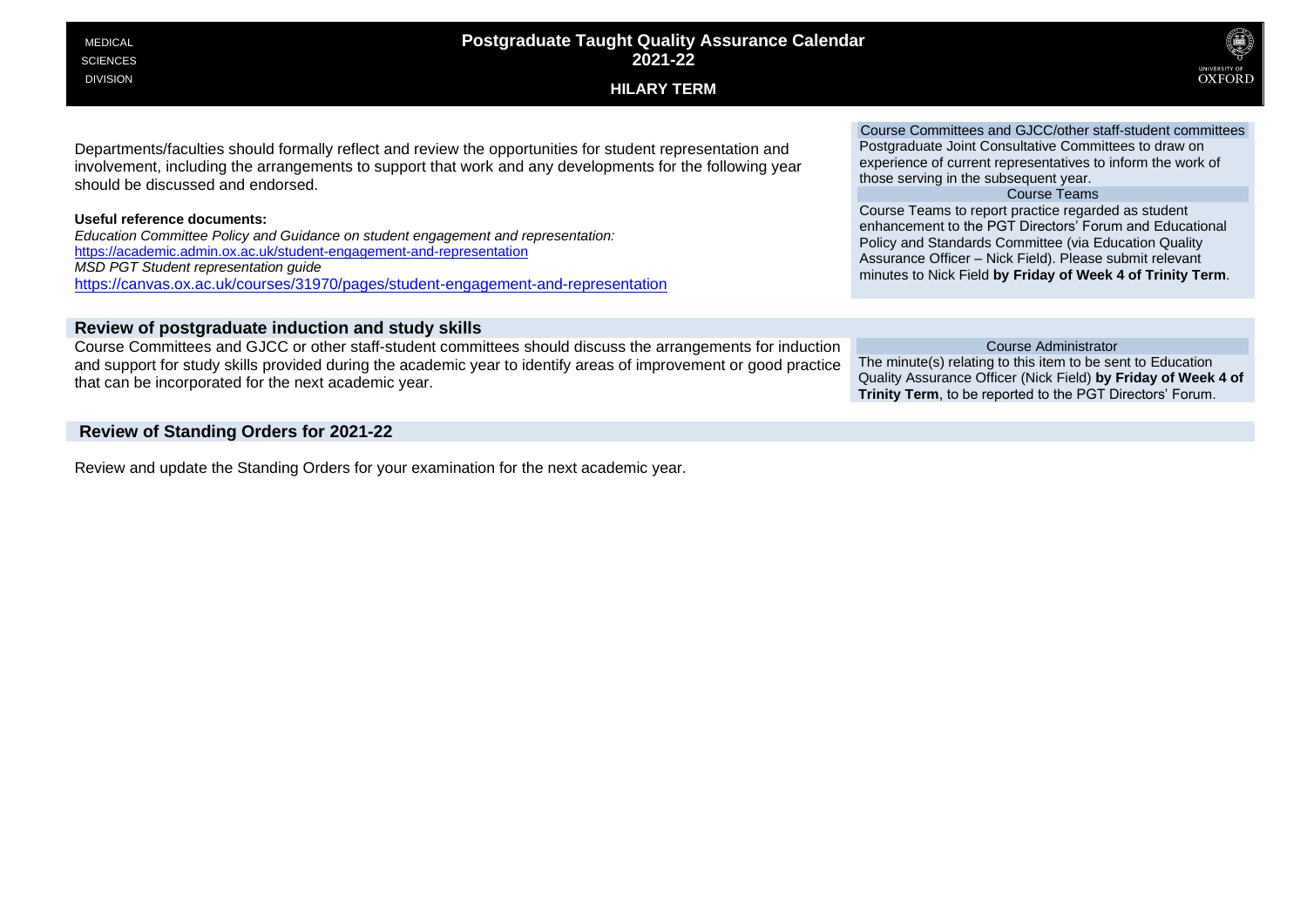MEDICAL SCIENCES DIVISION

# Postgraduate Taught Quality Assurance Calendar 2021-22

## HILARY TERM

Departments/faculties should formally reflect and review the opportunities for student representation and involvement, including the arrangements to support that work and any developments for the following year should be discussed and endorsed.

**Useful reference documents:**

*Education Committee Policy and Guidance on student engagement and representation:*
https://academic.admin.ox.ac.uk/student-engagement-and-representation

*MSD PGT Student representation guide*
https://canvas.ox.ac.uk/courses/31970/pages/student-engagement-and-representation

**Course Committees and GJCC/other staff-student committees**

Postgraduate Joint Consultative Committees to draw on experience of current representatives to inform the work of those serving in the subsequent year.

**Course Teams**

Course Teams to report practice regarded as student enhancement to the PGT Directors' Forum and Educational Policy and Standards Committee (via Education Quality Assurance Officer – Nick Field). Please submit relevant minutes to Nick Field **by Friday of Week 4 of Trinity Term**.

### Review of postgraduate induction and study skills

Course Committees and GJCC or other staff-student committees should discuss the arrangements for induction and support for study skills provided during the academic year to identify areas of improvement or good practice that can be incorporated for the next academic year.

**Course Administrator**

The minute(s) relating to this item to be sent to Education Quality Assurance Officer (Nick Field) **by Friday of Week 4 of Trinity Term**, to be reported to the PGT Directors' Forum.

### Review of Standing Orders for 2021-22

Review and update the Standing Orders for your examination for the next academic year.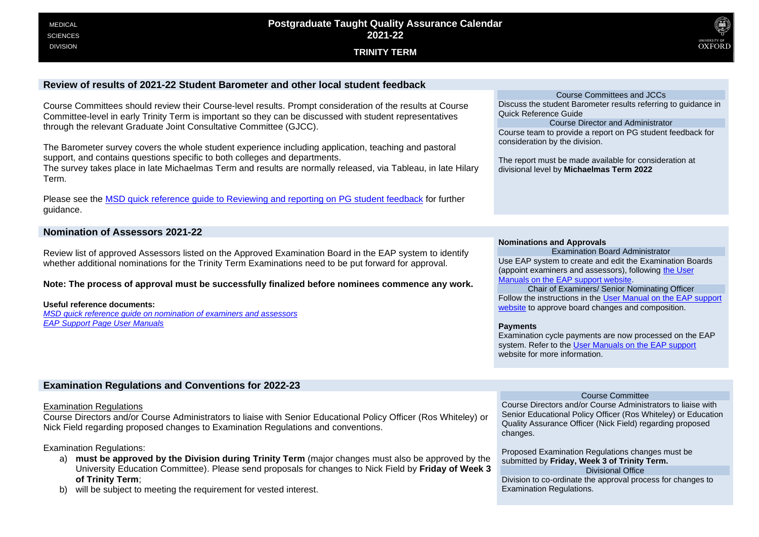MEDICAL SCIENCES DIVISION

# Postgraduate Taught Quality Assurance Calendar 2021-22

## TRINITY TERM

## Review of results of 2021-22 Student Barometer and other local student feedback

Course Committees should review their Course-level results. Prompt consideration of the results at Course Committee-level in early Trinity Term is important so they can be discussed with student representatives through the relevant Graduate Joint Consultative Committee (GJCC).

The Barometer survey covers the whole student experience including application, teaching and pastoral support, and contains questions specific to both colleges and departments.
The survey takes place in late Michaelmas Term and results are normally released, via Tableau, in late Hilary Term.

Please see the [MSD quick reference guide to Reviewing and reporting on PG student feedback]() for further guidance.

**Course Committees and JCCs**

Discuss the student Barometer results referring to guidance in Quick Reference Guide

**Course Director and Administrator**

Course team to provide a report on PG student feedback for consideration by the division.

The report must be made available for consideration at divisional level by **Michaelmas Term 2022**

## Nomination of Assessors 2021-22

Review list of approved Assessors listed on the Approved Examination Board in the EAP system to identify whether additional nominations for the Trinity Term Examinations need to be put forward for approval.

**Note: The process of approval must be successfully finalized before nominees commence any work.**

**Useful reference documents:**

*[MSD quick reference guide on nomination of examiners and assessors]()*
*[EAP Support Page User Manuals]()*

**Nominations and Approvals**

**Examination Board Administrator**

Use EAP system to create and edit the Examination Boards (appoint examiners and assessors), following [the User Manuals on the EAP support website]().

**Chair of Examiners/ Senior Nominating Officer**

Follow the instructions in the [User Manual on the EAP support website]() to approve board changes and composition.

**Payments**

Examination cycle payments are now processed on the EAP system. Refer to the [User Manuals on the EAP support]() website for more information.

## Examination Regulations and Conventions for 2022-23

Examination Regulations

Course Directors and/or Course Administrators to liaise with Senior Educational Policy Officer (Ros Whiteley) or Nick Field regarding proposed changes to Examination Regulations and conventions.

Examination Regulations:

a) **must be approved by the Division during Trinity Term** (major changes must also be approved by the University Education Committee). Please send proposals for changes to Nick Field by **Friday of Week 3 of Trinity Term**;
b) will be subject to meeting the requirement for vested interest.

**Course Committee**

Course Directors and/or Course Administrators to liaise with Senior Educational Policy Officer (Ros Whiteley) or Education Quality Assurance Officer (Nick Field) regarding proposed changes.

Proposed Examination Regulations changes must be submitted by **Friday, Week 3 of Trinity Term.**

**Divisional Office**

Division to co-ordinate the approval process for changes to Examination Regulations.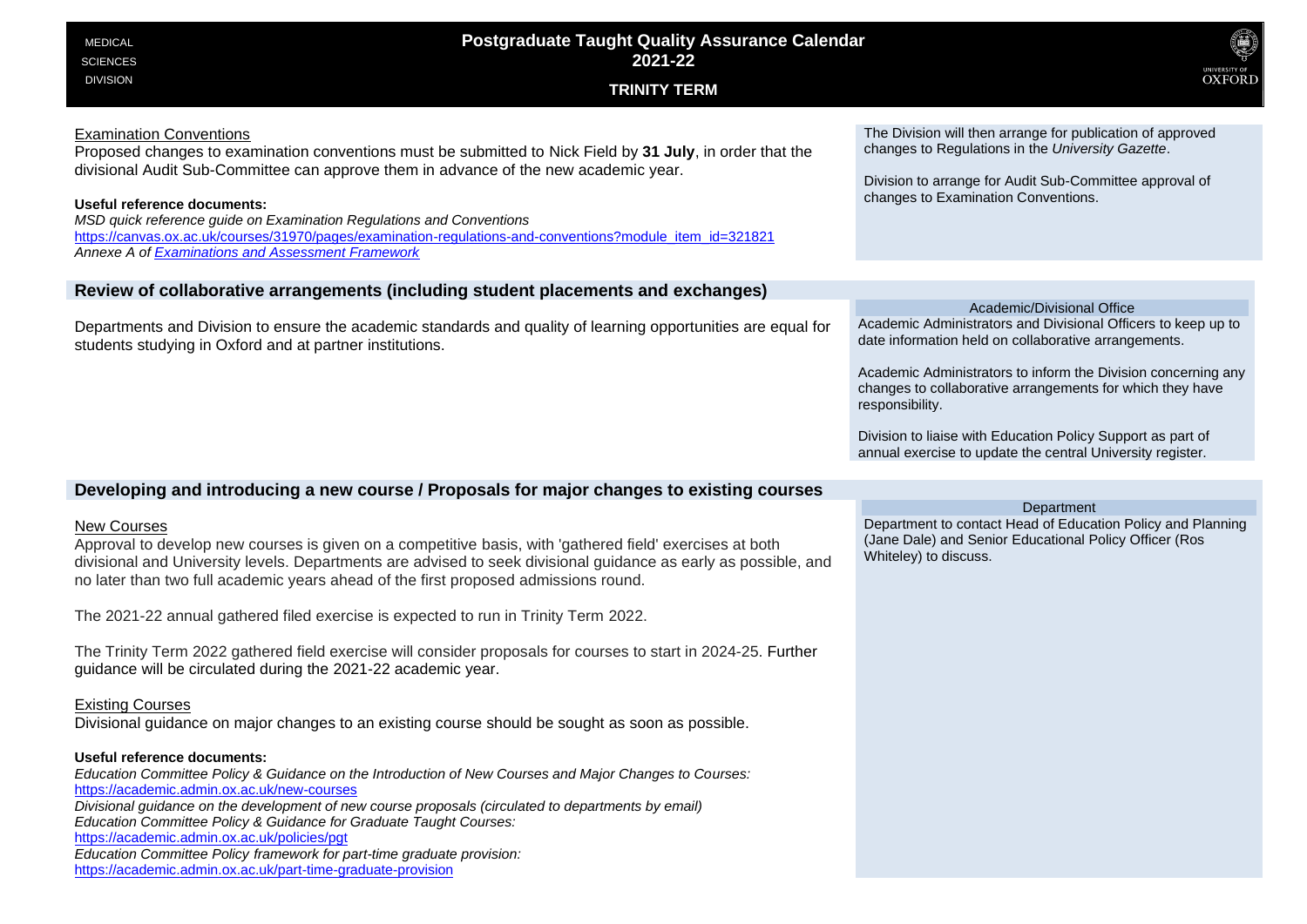# Postgraduate Taught Quality Assurance Calendar 2021-22

## TRINITY TERM

Examination Conventions

Proposed changes to examination conventions must be submitted to Nick Field by **31 July**, in order that the divisional Audit Sub-Committee can approve them in advance of the new academic year.

**Useful reference documents:**

*MSD quick reference guide on Examination Regulations and Conventions*
https://canvas.ox.ac.uk/courses/31970/pages/examination-regulations-and-conventions?module_item_id=321821
*Annexe A of Examinations and Assessment Framework*

The Division will then arrange for publication of approved changes to Regulations in the *University Gazette*.

Division to arrange for Audit Sub-Committee approval of changes to Examination Conventions.

## Review of collaborative arrangements (including student placements and exchanges)

Departments and Division to ensure the academic standards and quality of learning opportunities are equal for students studying in Oxford and at partner institutions.

**Academic/Divisional Office**

Academic Administrators and Divisional Officers to keep up to date information held on collaborative arrangements.

Academic Administrators to inform the Division concerning any changes to collaborative arrangements for which they have responsibility.

Division to liaise with Education Policy Support as part of annual exercise to update the central University register.

## Developing and introducing a new course / Proposals for major changes to existing courses

New Courses

Approval to develop new courses is given on a competitive basis, with 'gathered field' exercises at both divisional and University levels. Departments are advised to seek divisional guidance as early as possible, and no later than two full academic years ahead of the first proposed admissions round.

The 2021-22 annual gathered filed exercise is expected to run in Trinity Term 2022.

The Trinity Term 2022 gathered field exercise will consider proposals for courses to start in 2024-25. Further guidance will be circulated during the 2021-22 academic year.

Existing Courses

Divisional guidance on major changes to an existing course should be sought as soon as possible.

**Useful reference documents:**

*Education Committee Policy & Guidance on the Introduction of New Courses and Major Changes to Courses:*
https://academic.admin.ox.ac.uk/new-courses
*Divisional guidance on the development of new course proposals (circulated to departments by email)*
*Education Committee Policy & Guidance for Graduate Taught Courses:*
https://academic.admin.ox.ac.uk/policies/pgt
*Education Committee Policy framework for part-time graduate provision:*
https://academic.admin.ox.ac.uk/part-time-graduate-provision

**Department**

Department to contact Head of Education Policy and Planning (Jane Dale) and Senior Educational Policy Officer (Ros Whiteley) to discuss.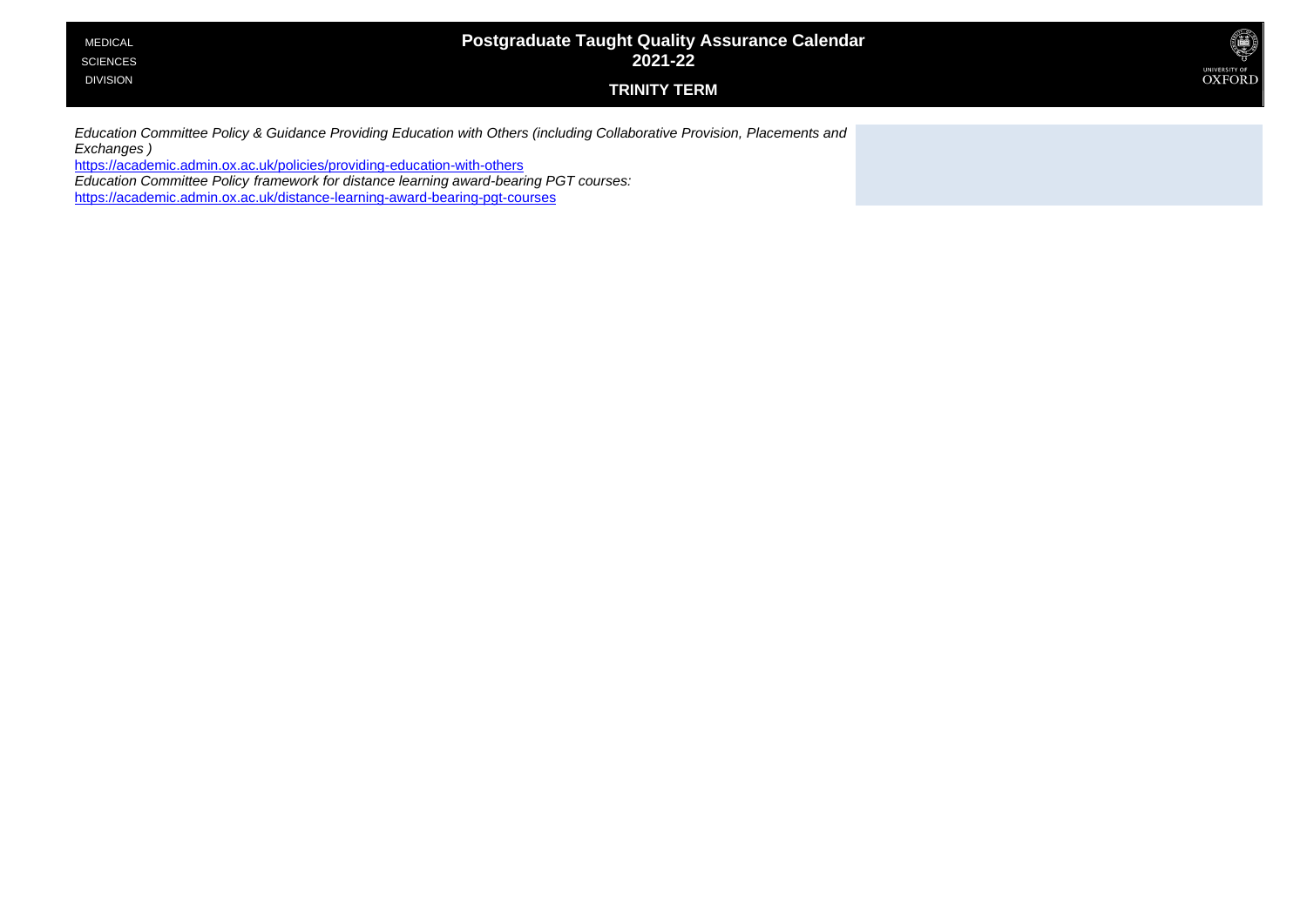*Education Committee Policy & Guidance Providing Education with Others (including Collaborative Provision, Placements and Exchanges )*

https://academic.admin.ox.ac.uk/policies/providing-education-with-others

*Education Committee Policy framework for distance learning award-bearing PGT courses:*

https://academic.admin.ox.ac.uk/distance-learning-award-bearing-pgt-courses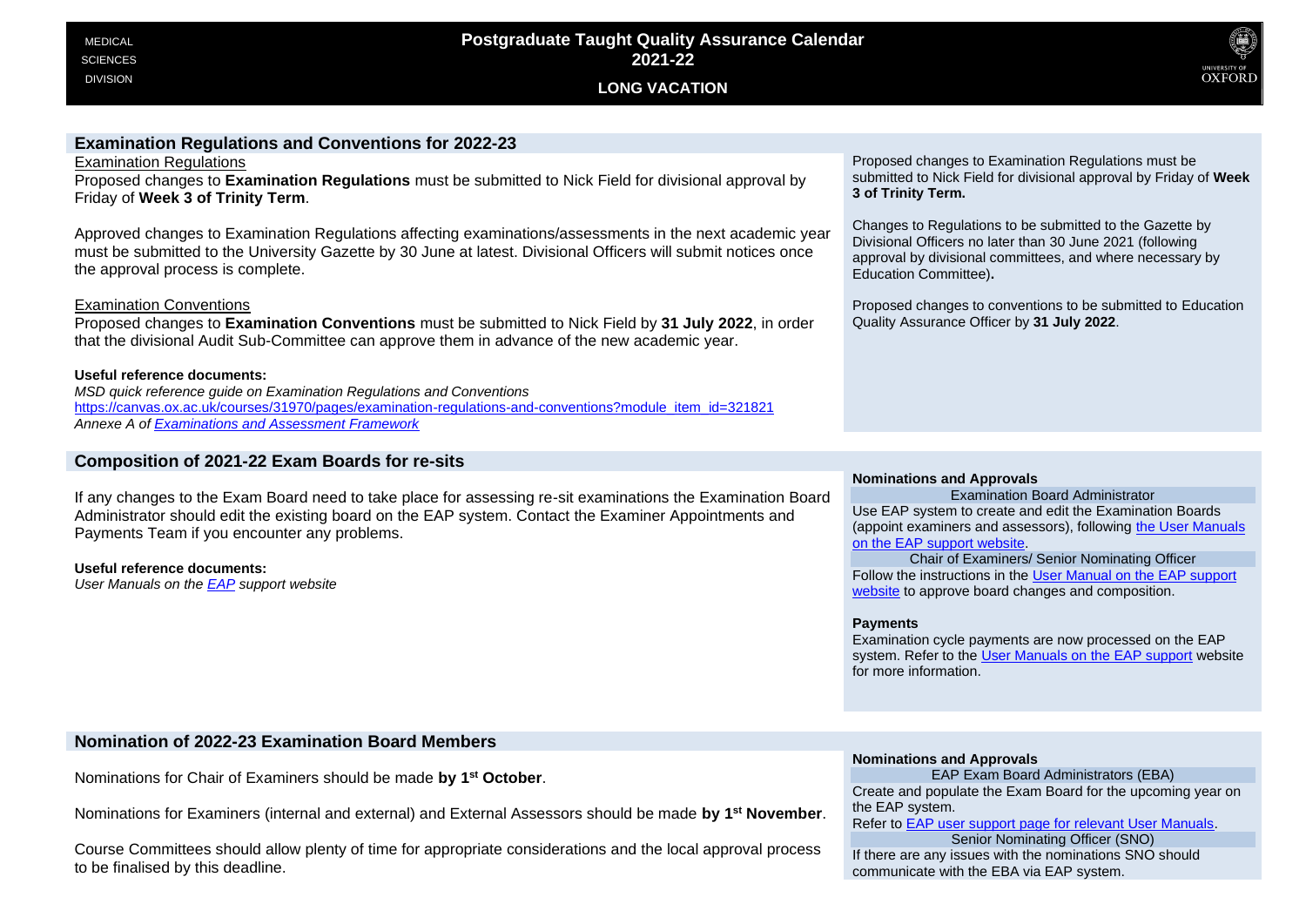MEDICAL SCIENCES DIVISION

# Postgraduate Taught Quality Assurance Calendar 2021-22

## LONG VACATION

## Examination Regulations and Conventions for 2022-23

Examination Regulations

Proposed changes to **Examination Regulations** must be submitted to Nick Field for divisional approval by Friday of **Week 3 of Trinity Term**.

Approved changes to Examination Regulations affecting examinations/assessments in the next academic year must be submitted to the University Gazette by 30 June at latest. Divisional Officers will submit notices once the approval process is complete.

Examination Conventions

Proposed changes to **Examination Conventions** must be submitted to Nick Field by **31 July 2022**, in order that the divisional Audit Sub-Committee can approve them in advance of the new academic year.

**Useful reference documents:**

*MSD quick reference guide on Examination Regulations and Conventions*
https://canvas.ox.ac.uk/courses/31970/pages/examination-regulations-and-conventions?module_item_id=321821
*Annexe A of Examinations and Assessment Framework*

Proposed changes to Examination Regulations must be submitted to Nick Field for divisional approval by Friday of **Week 3 of Trinity Term.**

Changes to Regulations to be submitted to the Gazette by Divisional Officers no later than 30 June 2021 (following approval by divisional committees, and where necessary by Education Committee)**.**

Proposed changes to conventions to be submitted to Education Quality Assurance Officer by **31 July 2022**.

## Composition of 2021-22 Exam Boards for re-sits

If any changes to the Exam Board need to take place for assessing re-sit examinations the Examination Board Administrator should edit the existing board on the EAP system. Contact the Examiner Appointments and Payments Team if you encounter any problems.

**Useful reference documents:**

*User Manuals on the EAP support website*

**Nominations and Approvals**

Examination Board Administrator

Use EAP system to create and edit the Examination Boards (appoint examiners and assessors), following the User Manuals on the EAP support website.

Chair of Examiners/ Senior Nominating Officer

Follow the instructions in the User Manual on the EAP support website to approve board changes and composition.

**Payments**

Examination cycle payments are now processed on the EAP system. Refer to the User Manuals on the EAP support website for more information.

## Nomination of 2022-23 Examination Board Members

Nominations for Chair of Examiners should be made **by 1st October**.

Nominations for Examiners (internal and external) and External Assessors should be made **by 1st November**.

Course Committees should allow plenty of time for appropriate considerations and the local approval process to be finalised by this deadline.

**Nominations and Approvals**

EAP Exam Board Administrators (EBA)

Create and populate the Exam Board for the upcoming year on the EAP system.

Refer to EAP user support page for relevant User Manuals.

Senior Nominating Officer (SNO)

If there are any issues with the nominations SNO should communicate with the EBA via EAP system.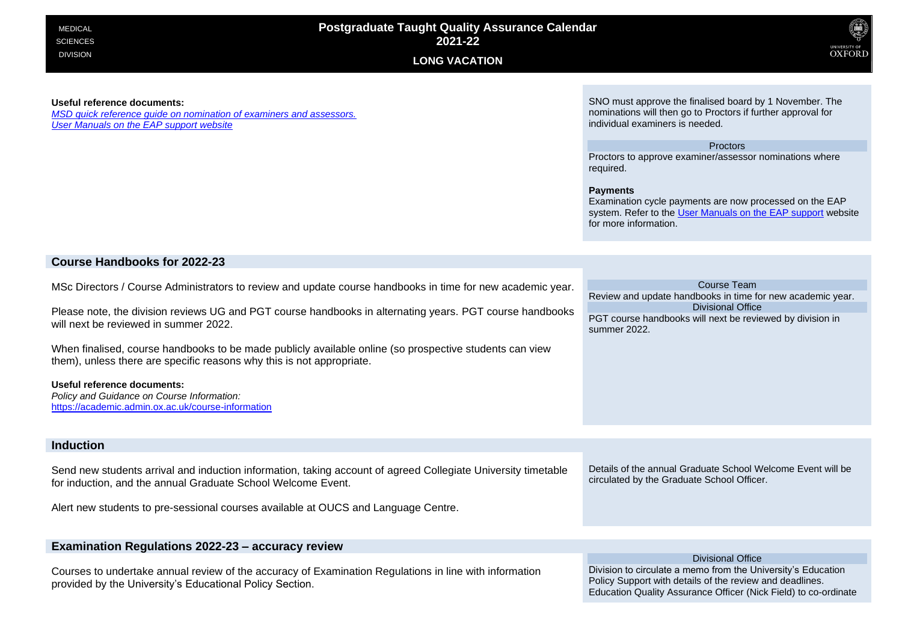MEDICAL SCIENCES DIVISION

# Postgraduate Taught Quality Assurance Calendar 2021-22

## LONG VACATION

**Useful reference documents:**
*MSD quick reference guide on nomination of examiners and assessors.*
*User Manuals on the EAP support website*

SNO must approve the finalised board by 1 November. The nominations will then go to Proctors if further approval for individual examiners is needed.

Proctors

Proctors to approve examiner/assessor nominations where required.

**Payments**
Examination cycle payments are now processed on the EAP system. Refer to the User Manuals on the EAP support website for more information.

## Course Handbooks for 2022-23

MSc Directors / Course Administrators to review and update course handbooks in time for new academic year.

Please note, the division reviews UG and PGT course handbooks in alternating years. PGT course handbooks will next be reviewed in summer 2022.

When finalised, course handbooks to be made publicly available online (so prospective students can view them), unless there are specific reasons why this is not appropriate.

**Useful reference documents:**
*Policy and Guidance on Course Information:*
https://academic.admin.ox.ac.uk/course-information

Course Team

Review and update handbooks in time for new academic year.

Divisional Office

PGT course handbooks will next be reviewed by division in summer 2022.

## Induction

Send new students arrival and induction information, taking account of agreed Collegiate University timetable for induction, and the annual Graduate School Welcome Event.

Alert new students to pre-sessional courses available at OUCS and Language Centre.

Details of the annual Graduate School Welcome Event will be circulated by the Graduate School Officer.

## Examination Regulations 2022-23 – accuracy review

Courses to undertake annual review of the accuracy of Examination Regulations in line with information provided by the University's Educational Policy Section.

Divisional Office

Division to circulate a memo from the University's Education Policy Support with details of the review and deadlines. Education Quality Assurance Officer (Nick Field) to co-ordinate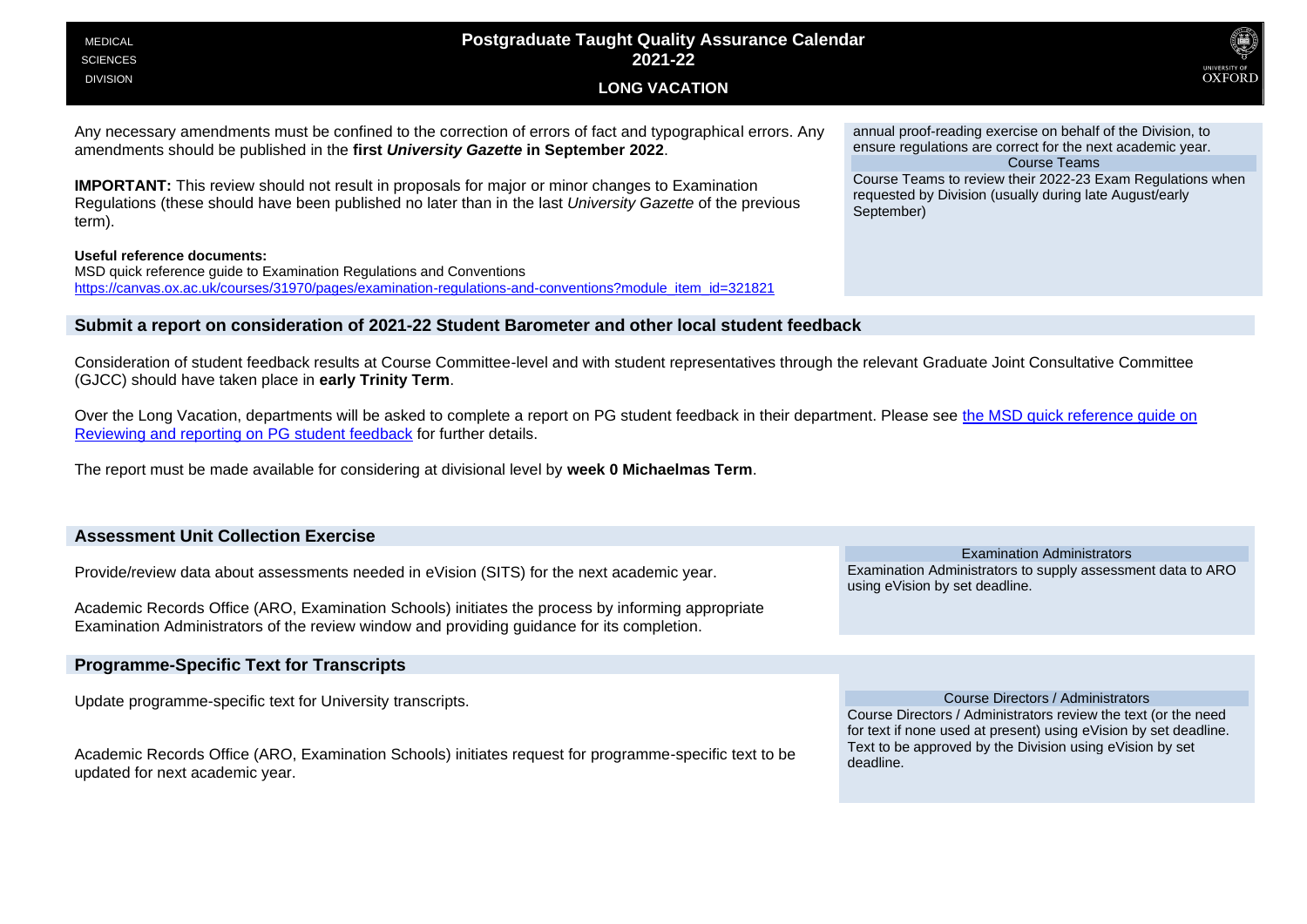Any necessary amendments must be confined to the correction of errors of fact and typographical errors. Any amendments should be published in the **first *University Gazette* in September 2022**.

**IMPORTANT:** This review should not result in proposals for major or minor changes to Examination Regulations (these should have been published no later than in the last *University Gazette* of the previous term).

**Useful reference documents:**
MSD quick reference guide to Examination Regulations and Conventions
[https://canvas.ox.ac.uk/courses/31970/pages/examination-regulations-and-conventions?module_item_id=321821](https://canvas.ox.ac.uk/courses/31970/pages/examination-regulations-and-conventions?module_item_id=321821)

annual proof-reading exercise on behalf of the Division, to ensure regulations are correct for the next academic year.

**Course Teams**

Course Teams to review their 2022-23 Exam Regulations when requested by Division (usually during late August/early September)

## Submit a report on consideration of 2021-22 Student Barometer and other local student feedback

Consideration of student feedback results at Course Committee-level and with student representatives through the relevant Graduate Joint Consultative Committee (GJCC) should have taken place in **early Trinity Term**.

Over the Long Vacation, departments will be asked to complete a report on PG student feedback in their department. Please see the MSD quick reference guide on Reviewing and reporting on PG student feedback for further details.

The report must be made available for considering at divisional level by **week 0 Michaelmas Term**.

## Assessment Unit Collection Exercise

Provide/review data about assessments needed in eVision (SITS) for the next academic year.

Academic Records Office (ARO, Examination Schools) initiates the process by informing appropriate Examination Administrators of the review window and providing guidance for its completion.

**Examination Administrators**

Examination Administrators to supply assessment data to ARO using eVision by set deadline.

## Programme-Specific Text for Transcripts

Update programme-specific text for University transcripts.

Academic Records Office (ARO, Examination Schools) initiates request for programme-specific text to be updated for next academic year.

**Course Directors / Administrators**

Course Directors / Administrators review the text (or the need for text if none used at present) using eVision by set deadline. Text to be approved by the Division using eVision by set deadline.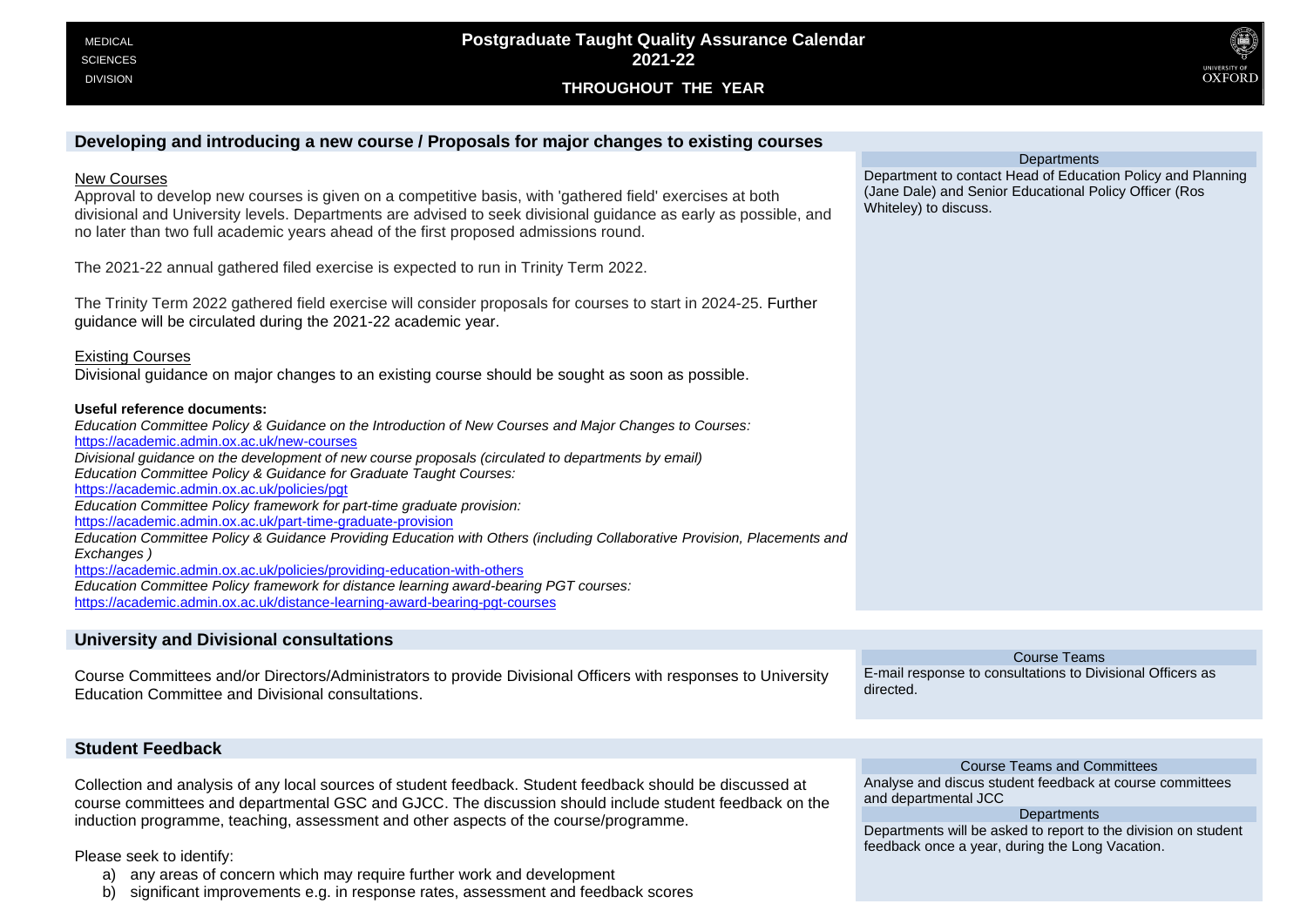MEDICAL SCIENCES DIVISION

# Postgraduate Taught Quality Assurance Calendar 2021-22

## THROUGHOUT THE YEAR

### Developing and introducing a new course / Proposals for major changes to existing courses

New Courses

Approval to develop new courses is given on a competitive basis, with 'gathered field' exercises at both divisional and University levels. Departments are advised to seek divisional guidance as early as possible, and no later than two full academic years ahead of the first proposed admissions round.

The 2021-22 annual gathered filed exercise is expected to run in Trinity Term 2022.

The Trinity Term 2022 gathered field exercise will consider proposals for courses to start in 2024-25. Further guidance will be circulated during the 2021-22 academic year.

Existing Courses

Divisional guidance on major changes to an existing course should be sought as soon as possible.

**Useful reference documents:**

*Education Committee Policy & Guidance on the Introduction of New Courses and Major Changes to Courses:*
https://academic.admin.ox.ac.uk/new-courses

*Divisional guidance on the development of new course proposals (circulated to departments by email)*

*Education Committee Policy & Guidance for Graduate Taught Courses:*
https://academic.admin.ox.ac.uk/policies/pgt

*Education Committee Policy framework for part-time graduate provision:*
https://academic.admin.ox.ac.uk/part-time-graduate-provision

*Education Committee Policy & Guidance Providing Education with Others (including Collaborative Provision, Placements and Exchanges )*
https://academic.admin.ox.ac.uk/policies/providing-education-with-others

*Education Committee Policy framework for distance learning award-bearing PGT courses:*
https://academic.admin.ox.ac.uk/distance-learning-award-bearing-pgt-courses

**Departments**

Department to contact Head of Education Policy and Planning (Jane Dale) and Senior Educational Policy Officer (Ros Whiteley) to discuss.

### University and Divisional consultations

Course Committees and/or Directors/Administrators to provide Divisional Officers with responses to University Education Committee and Divisional consultations.

**Course Teams**

E-mail response to consultations to Divisional Officers as directed.

### Student Feedback

Collection and analysis of any local sources of student feedback. Student feedback should be discussed at course committees and departmental GSC and GJCC. The discussion should include student feedback on the induction programme, teaching, assessment and other aspects of the course/programme.

Please seek to identify:

a) any areas of concern which may require further work and development
b) significant improvements e.g. in response rates, assessment and feedback scores

**Course Teams and Committees**

Analyse and discus student feedback at course committees and departmental JCC

**Departments**

Departments will be asked to report to the division on student feedback once a year, during the Long Vacation.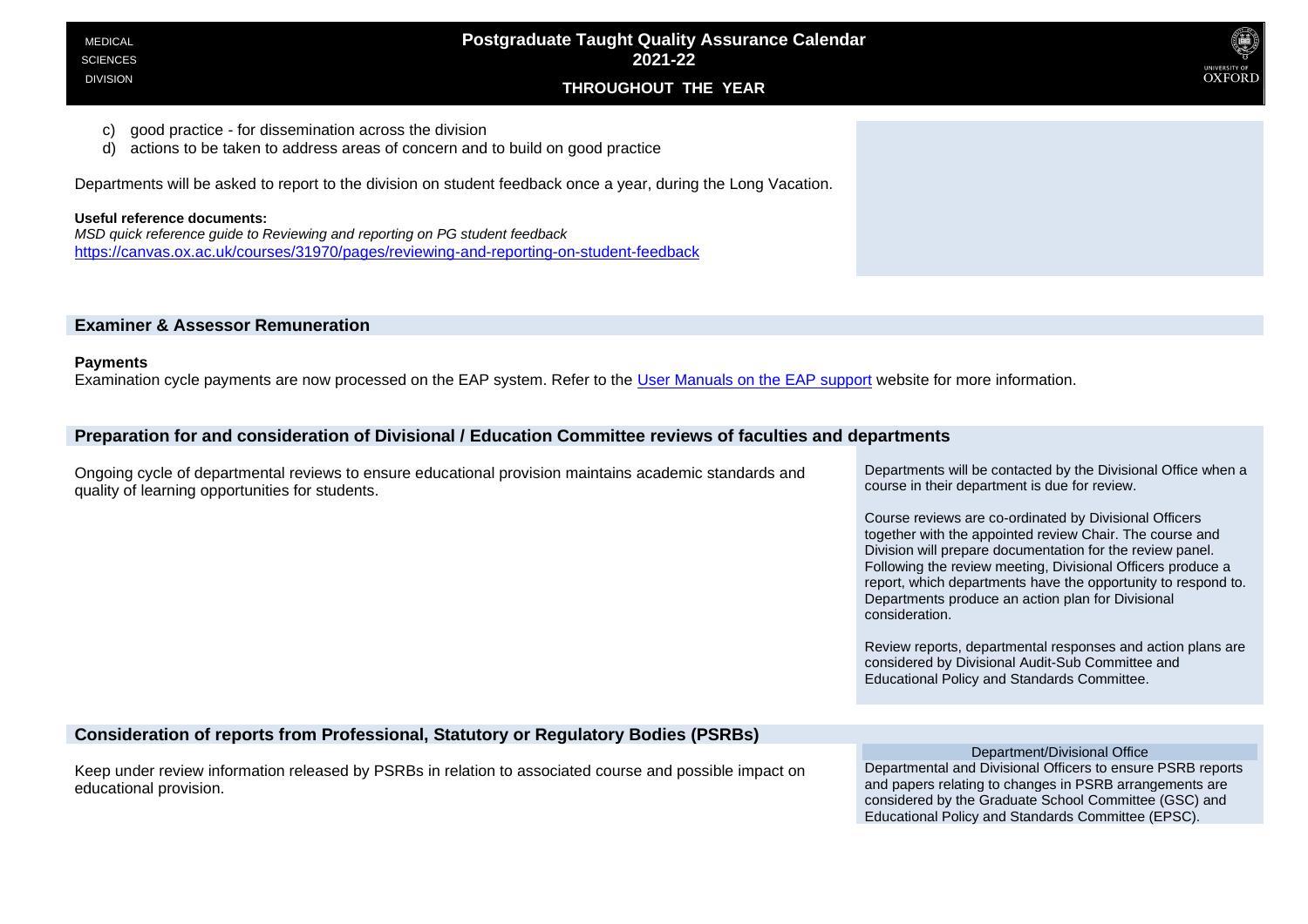c) good practice - for dissemination across the division
d) actions to be taken to address areas of concern and to build on good practice

Departments will be asked to report to the division on student feedback once a year, during the Long Vacation.

**Useful reference documents:**
*MSD quick reference guide to Reviewing and reporting on PG student feedback*
https://canvas.ox.ac.uk/courses/31970/pages/reviewing-and-reporting-on-student-feedback

## Examiner & Assessor Remuneration

**Payments**
Examination cycle payments are now processed on the EAP system. Refer to the User Manuals on the EAP support website for more information.

## Preparation for and consideration of Divisional / Education Committee reviews of faculties and departments

Ongoing cycle of departmental reviews to ensure educational provision maintains academic standards and quality of learning opportunities for students.

Departments will be contacted by the Divisional Office when a course in their department is due for review.

Course reviews are co-ordinated by Divisional Officers together with the appointed review Chair. The course and Division will prepare documentation for the review panel. Following the review meeting, Divisional Officers produce a report, which departments have the opportunity to respond to. Departments produce an action plan for Divisional consideration.

Review reports, departmental responses and action plans are considered by Divisional Audit-Sub Committee and Educational Policy and Standards Committee.

## Consideration of reports from Professional, Statutory or Regulatory Bodies (PSRBs)

Keep under review information released by PSRBs in relation to associated course and possible impact on educational provision.

Department/Divisional Office

Departmental and Divisional Officers to ensure PSRB reports and papers relating to changes in PSRB arrangements are considered by the Graduate School Committee (GSC) and Educational Policy and Standards Committee (EPSC).